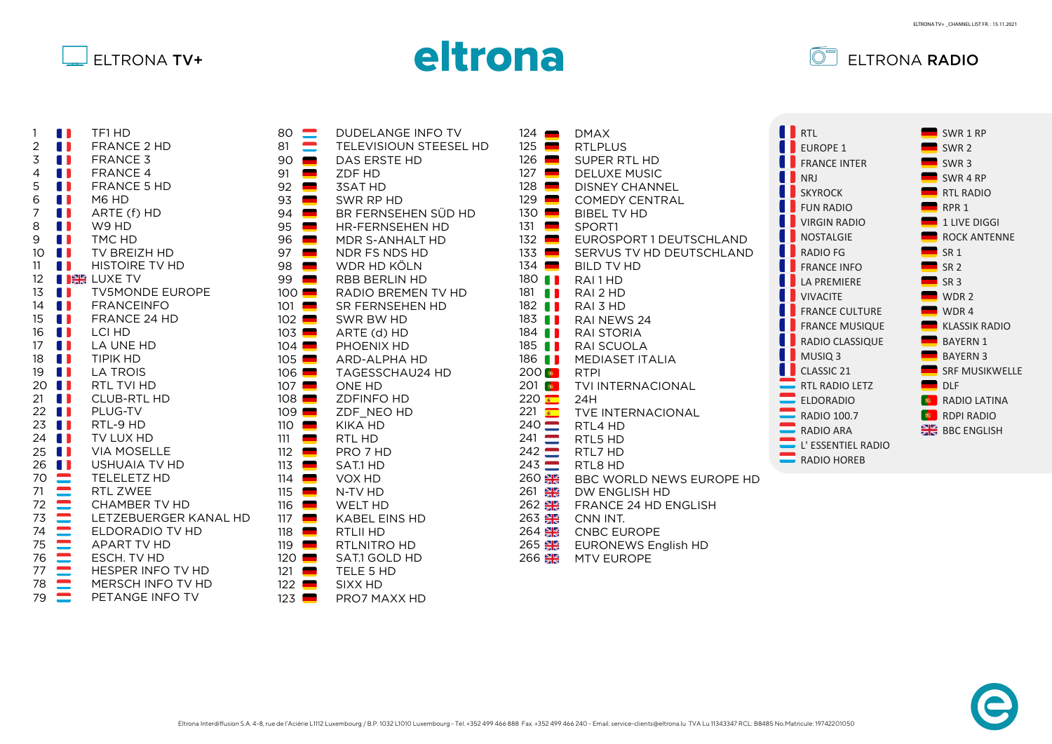# ELTRONA TV+

# eltrona

# ELTRONA RADIO

## ELTRONA TV+

| No. | Channel |
|---|---|
| 1 | TF1 HD |
| 2 | FRANCE 2 HD |
| 3 | FRANCE 3 |
| 4 | FRANCE 4 |
| 5 | FRANCE 5 HD |
| 6 | M6 HD |
| 7 | ARTE (f) HD |
| 8 | W9 HD |
| 9 | TMC HD |
| 10 | TV BREIZH HD |
| 11 | HISTOIRE TV HD |
| 12 | LUXE TV |
| 13 | TV5MONDE EUROPE |
| 14 | FRANCEINFO |
| 15 | FRANCE 24 HD |
| 16 | LCI HD |
| 17 | LA UNE HD |
| 18 | TIPIK HD |
| 19 | LA TROIS |
| 20 | RTL TVI HD |
| 21 | CLUB-RTL HD |
| 22 | PLUG-TV |
| 23 | RTL-9 HD |
| 24 | TV LUX HD |
| 25 | VIA MOSELLE |
| 26 | USHUAIA TV HD |
| 70 | TELELETZ HD |
| 71 | RTL ZWEE |
| 72 | CHAMBER TV HD |
| 73 | LETZEBUERGER KANAL HD |
| 74 | ELDORADIO TV HD |
| 75 | APART TV HD |
| 76 | ESCH. TV HD |
| 77 | HESPER INFO TV HD |
| 78 | MERSCH INFO TV HD |
| 79 | PETANGE INFO TV |
| 80 | DUDELANGE INFO TV |
| 81 | TELEVISIOUN STEESEL HD |
| 90 | DAS ERSTE HD |
| 91 | ZDF HD |
| 92 | 3SAT HD |
| 93 | SWR RP HD |
| 94 | BR FERNSEHEN SÜD HD |
| 95 | HR-FERNSEHEN HD |
| 96 | MDR S-ANHALT HD |
| 97 | NDR FS NDS HD |
| 98 | WDR HD KÖLN |
| 99 | RBB BERLIN HD |
| 100 | RADIO BREMEN TV HD |
| 101 | SR FERNSEHEN HD |
| 102 | SWR BW HD |
| 103 | ARTE (d) HD |
| 104 | PHOENIX HD |
| 105 | ARD-ALPHA HD |
| 106 | TAGESSCHAU24 HD |
| 107 | ONE HD |
| 108 | ZDFINFO HD |
| 109 | ZDF_NEO HD |
| 110 | KIKA HD |
| 111 | RTL HD |
| 112 | PRO 7 HD |
| 113 | SAT.1 HD |
| 114 | VOX HD |
| 115 | N-TV HD |
| 116 | WELT HD |
| 117 | KABEL EINS HD |
| 118 | RTLII HD |
| 119 | RTLNITRO HD |
| 120 | SAT.1 GOLD HD |
| 121 | TELE 5 HD |
| 122 | SIXX HD |
| 123 | PRO7 MAXX HD |
| 124 | DMAX |
| 125 | RTLPLUS |
| 126 | SUPER RTL HD |
| 127 | DELUXE MUSIC |
| 128 | DISNEY CHANNEL |
| 129 | COMEDY CENTRAL |
| 130 | BIBEL TV HD |
| 131 | SPORT1 |
| 132 | EUROSPORT 1 DEUTSCHLAND |
| 133 | SERVUS TV HD DEUTSCHLAND |
| 134 | BILD TV HD |
| 180 | RAI 1 HD |
| 181 | RAI 2 HD |
| 182 | RAI 3 HD |
| 183 | RAI NEWS 24 |
| 184 | RAI STORIA |
| 185 | RAI SCUOLA |
| 186 | MEDIASET ITALIA |
| 200 | RTPI |
| 201 | TVI INTERNACIONAL |
| 220 | 24H |
| 221 | TVE INTERNACIONAL |
| 240 | RTL4 HD |
| 241 | RTL5 HD |
| 242 | RTL7 HD |
| 243 | RTL8 HD |
| 260 | BBC WORLD NEWS EUROPE HD |
| 261 | DW ENGLISH HD |
| 262 | FRANCE 24 HD ENGLISH |
| 263 | CNN INT. |
| 264 | CNBC EUROPE |
| 265 | EURONEWS English HD |
| 266 | MTV EUROPE |

## ELTRONA RADIO

- RTL
- EUROPE 1
- FRANCE INTER
- NRJ
- SKYROCK
- FUN RADIO
- VIRGIN RADIO
- NOSTALGIE
- RADIO FG
- FRANCE INFO
- LA PREMIERE
- VIVACITE
- FRANCE CULTURE
- FRANCE MUSIQUE
- RADIO CLASSIQUE
- MUSIQ 3
- CLASSIC 21
- RTL RADIO LETZ
- ELDORADIO
- RADIO 100.7
- RADIO ARA
- L' ESSENTIEL RADIO
- RADIO HOREB
- SWR 1 RP
- SWR 2
- SWR 3
- SWR 4 RP
- RTL RADIO
- RPR 1
- 1 LIVE DIGGI
- ROCK ANTENNE
- SR 1
- SR 2
- SR 3
- WDR 2
- WDR 4
- KLASSIK RADIO
- BAYERN 1
- BAYERN 3
- SRF MUSIKWELLE
- DLF
- RADIO LATINA
- RDPI RADIO
- BBC ENGLISH

Eltrona Interdiffusion S.A. 4-8, rue de l'Aciérie L1112 Luxembourg / B.P. 1032 L1010 Luxembourg - Tél. +352 499 466 888 Fax. +352 499 466 240 - Email. service-clients@eltrona.lu TVA Lu 11343347 RCL: B8485 No.Matricule: 19742201050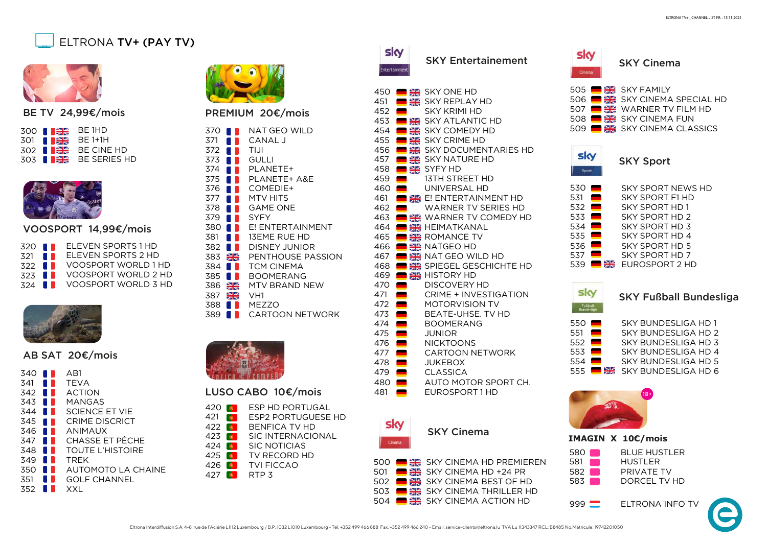# ELTRONA TV+ (PAY TV)

## BE TV 24,99€/mois

| | |
|---|---|
| 300 | BE 1HD |
| 301 | BE 1+1H |
| 302 | BE CINE HD |
| 303 | BE SERIES HD |

## VOOSPORT 14,99€/mois

| | |
|---|---|
| 320 | ELEVEN SPORTS 1 HD |
| 321 | ELEVEN SPORTS 2 HD |
| 322 | VOOSPORT WORLD 1 HD |
| 323 | VOOSPORT WORLD 2 HD |
| 324 | VOOSPORT WORLD 3 HD |

## AB SAT 20€/mois

| | |
|---|---|
| 340 | AB1 |
| 341 | TEVA |
| 342 | ACTION |
| 343 | MANGAS |
| 344 | SCIENCE ET VIE |
| 345 | CRIME DISCRICT |
| 346 | ANIMAUX |
| 347 | CHASSE ET PÊCHE |
| 348 | TOUTE L'HISTOIRE |
| 349 | TREK |
| 350 | AUTOMOTO LA CHAINE |
| 351 | GOLF CHANNEL |
| 352 | XXL |

## PREMIUM 20€/mois

| | |
|---|---|
| 370 | NAT GEO WILD |
| 371 | CANAL J |
| 372 | TIJI |
| 373 | GULLI |
| 374 | PLANETE+ |
| 375 | PLANETE+ A&E |
| 376 | COMEDIE+ |
| 377 | MTV HITS |
| 378 | GAME ONE |
| 379 | SYFY |
| 380 | E! ENTERTAINMENT |
| 381 | 13EME RUE HD |
| 382 | DISNEY JUNIOR |
| 383 | PENTHOUSE PASSION |
| 384 | TCM CINEMA |
| 385 | BOOMERANG |
| 386 | MTV BRAND NEW |
| 387 | VH1 |
| 388 | MEZZO |
| 389 | CARTOON NETWORK |

## LUSO CABO 10€/mois

| | |
|---|---|
| 420 | ESP HD PORTUGAL |
| 421 | ESP2 PORTUGUESE HD |
| 422 | BENFICA TV HD |
| 423 | SIC INTERNACIONAL |
| 424 | SIC NOTICIAS |
| 425 | TV RECORD HD |
| 426 | TVI FICCAO |
| 427 | RTP 3 |

## SKY Entertainement

| | |
|---|---|
| 450 | SKY ONE HD |
| 451 | SKY REPLAY HD |
| 452 | SKY KRIMI HD |
| 453 | SKY ATLANTIC HD |
| 454 | SKY COMEDY HD |
| 455 | SKY CRIME HD |
| 456 | SKY DOCUMENTARIES HD |
| 457 | SKY NATURE HD |
| 458 | SYFY HD |
| 459 | 13TH STREET HD |
| 460 | UNIVERSAL HD |
| 461 | E! ENTERTAINMENT HD |
| 462 | WARNER TV SERIES HD |
| 463 | WARNER TV COMEDY HD |
| 464 | HEIMATKANAL |
| 465 | ROMANCE TV |
| 466 | NATGEO HD |
| 467 | NAT GEO WILD HD |
| 468 | SPIEGEL GESCHICHTE HD |
| 469 | HISTORY HD |
| 470 | DISCOVERY HD |
| 471 | CRIME + INVESTIGATION |
| 472 | MOTORVISION TV |
| 473 | BEATE-UHSE. TV HD |
| 474 | BOOMERANG |
| 475 | JUNIOR |
| 476 | NICKTOONS |
| 477 | CARTOON NETWORK |
| 478 | JUKEBOX |
| 479 | CLASSICA |
| 480 | AUTO MOTOR SPORT CH. |
| 481 | EUROSPORT 1 HD |

## SKY Cinema

| | |
|---|---|
| 500 | SKY CINEMA HD PREMIEREN |
| 501 | SKY CINEMA HD +24 PR |
| 502 | SKY CINEMA BEST OF HD |
| 503 | SKY CINEMA THRILLER HD |
| 504 | SKY CINEMA ACTION HD |
| 505 | SKY FAMILY |
| 506 | SKY CINEMA SPECIAL HD |
| 507 | WARNER TV FILM HD |
| 508 | SKY CINEMA FUN |
| 509 | SKY CINEMA CLASSICS |

## SKY Sport

| | |
|---|---|
| 530 | SKY SPORT NEWS HD |
| 531 | SKY SPORT F1 HD |
| 532 | SKY SPORT HD 1 |
| 533 | SKY SPORT HD 2 |
| 534 | SKY SPORT HD 3 |
| 535 | SKY SPORT HD 4 |
| 536 | SKY SPORT HD 5 |
| 537 | SKY SPORT HD 7 |
| 539 | EUROSPORT 2 HD |

## SKY Fußball Bundesliga

| | |
|---|---|
| 550 | SKY BUNDESLIGA HD 1 |
| 551 | SKY BUNDESLIGA HD 2 |
| 552 | SKY BUNDESLIGA HD 3 |
| 553 | SKY BUNDESLIGA HD 4 |
| 554 | SKY BUNDESLIGA HD 5 |
| 555 | SKY BUNDESLIGA HD 6 |

## IMAGIN X 10€/mois

18+

| | |
|---|---|
| 580 | BLUE HUSTLER |
| 581 | HUSTLER |
| 582 | PRIVATE TV |
| 583 | DORCEL TV HD |

| | |
|---|---|
| 999 | ELTRONA INFO TV |

Eltrona Interdiffusion S.A. 4-8, rue de l'Aciérie L1112 Luxembourg / B.P. 1032 L1010 Luxembourg - Tél. +352 499 466 888 Fax. +352 499 466 240 - Email. service-clients@eltrona.lu TVA Lu 11343347 RCL: B8485 No.Matricule: 19742201050